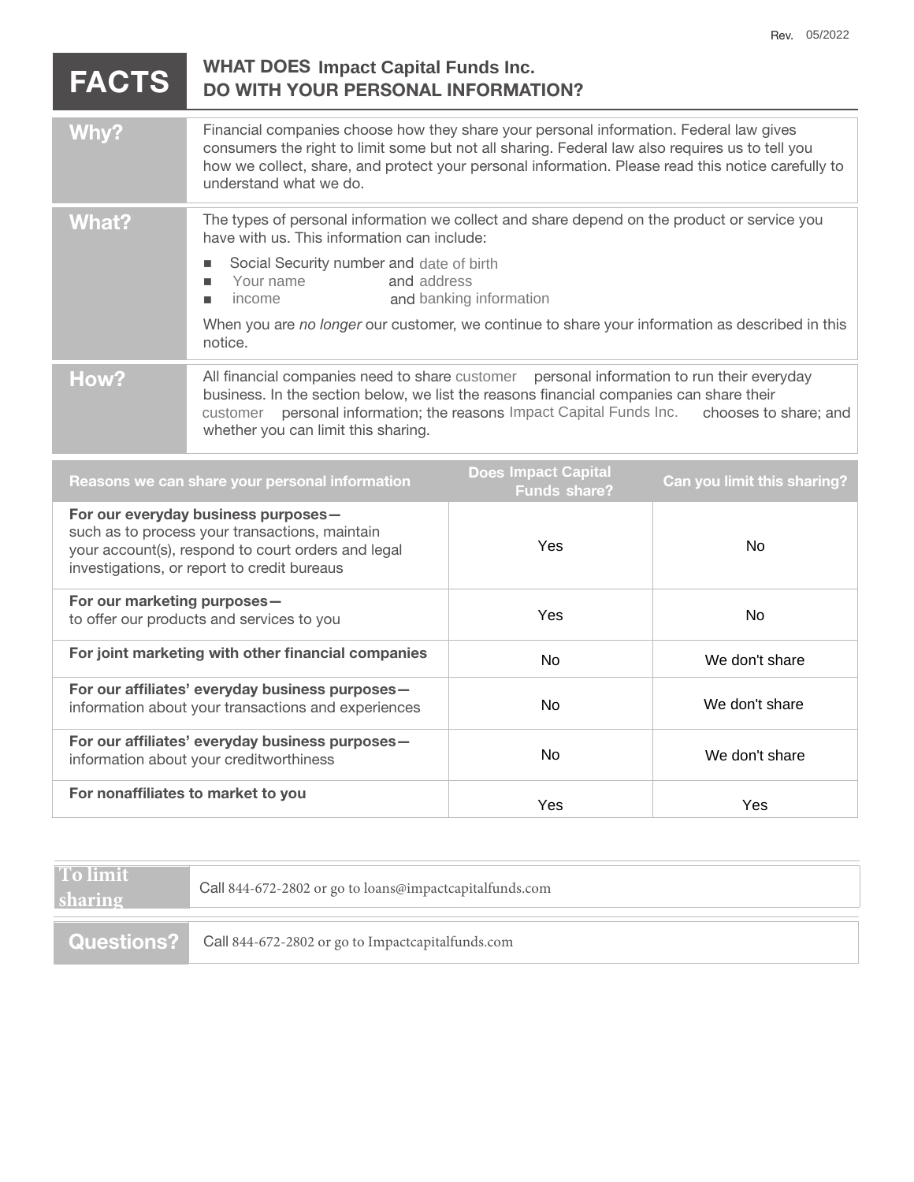Rev. 05/2022

# FACTS — WHAT DOES Impact Capital Funds Inc. DO WITH YOUR PERSONAL INFORMATION?

| | |
|---|---|
| **Why?** | Financial companies choose how they share your personal information. Federal law gives consumers the right to limit some but not all sharing. Federal law also requires us to tell you how we collect, share, and protect your personal information. Please read this notice carefully to understand what we do. |
| **What?** | The types of personal information we collect and share depend on the product or service you have with us. This information can include:<br>■ Social Security number and date of birth<br>■ Your name and address<br>■ income and banking information<br><br>When you are *no longer* our customer, we continue to share your information as described in this notice. |
| **How?** | All financial companies need to share customer personal information to run their everyday business. In the section below, we list the reasons financial companies can share their customer personal information; the reasons Impact Capital Funds Inc. chooses to share; and whether you can limit this sharing. |

| Reasons we can share your personal information | Does Impact Capital Funds share? | Can you limit this sharing? |
|---|---|---|
| **For our everyday business purposes—** such as to process your transactions, maintain your account(s), respond to court orders and legal investigations, or report to credit bureaus | Yes | No |
| **For our marketing purposes—** to offer our products and services to you | Yes | No |
| **For joint marketing with other financial companies** | No | We don't share |
| **For our affiliates' everyday business purposes—** information about your transactions and experiences | No | We don't share |
| **For our affiliates' everyday business purposes—** information about your creditworthiness | No | We don't share |
| **For nonaffiliates to market to you** | Yes | Yes |

| | |
|---|---|
| **To limit sharing** | Call 844-672-2802 or go to loans@impactcapitalfunds.com |

| | |
|---|---|
| **Questions?** | Call 844-672-2802 or go to Impactcapitalfunds.com |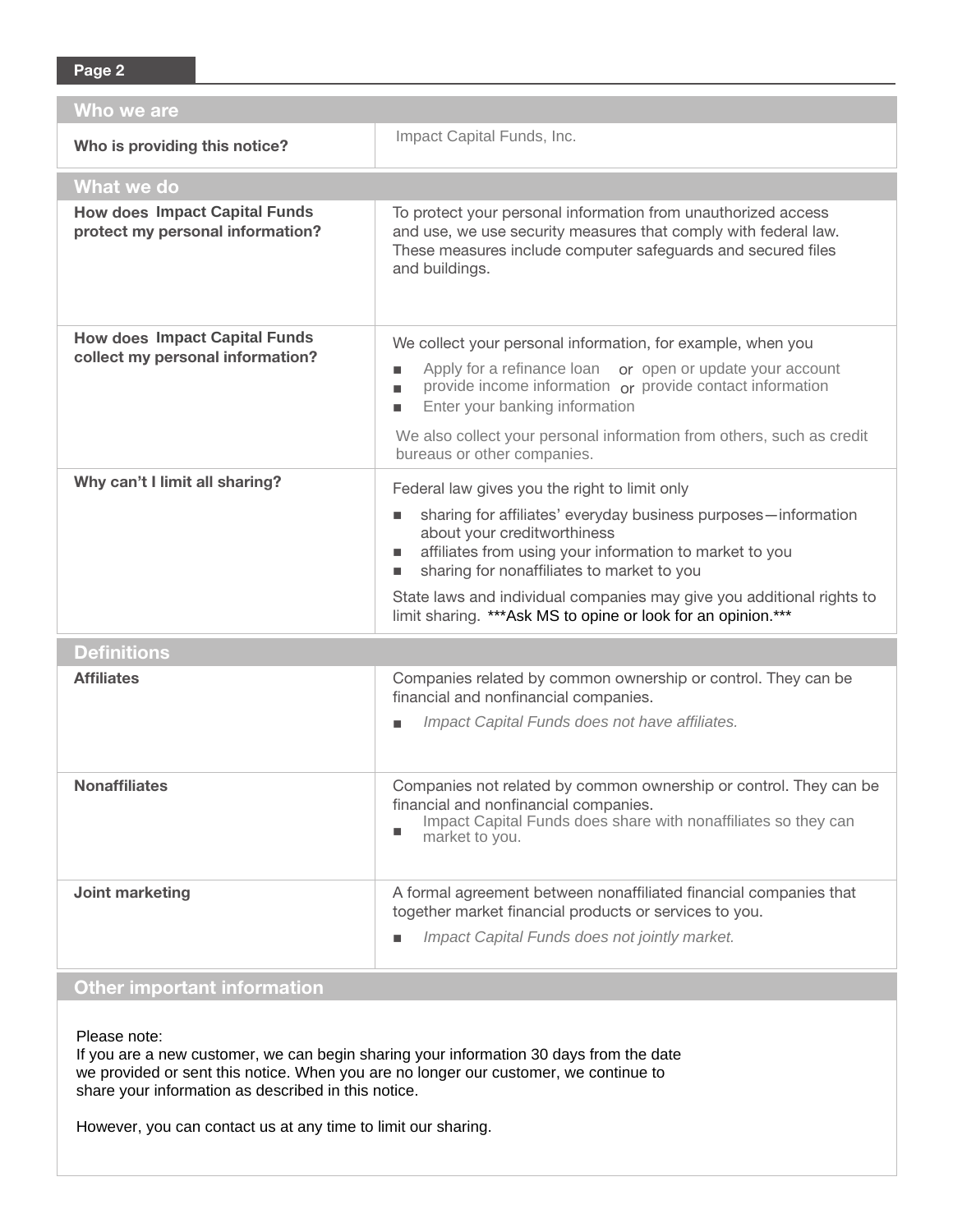| Who we are | |
|---|---|
| **Who is providing this notice?** | Impact Capital Funds, Inc. |

| What we do | |
|---|---|
| **How does Impact Capital Funds protect my personal information?** | To protect your personal information from unauthorized access and use, we use security measures that comply with federal law. These measures include computer safeguards and secured files and buildings. |
| **How does Impact Capital Funds collect my personal information?** | We collect your personal information, for example, when you<br>■ Apply for a refinance loan or open or update your account<br>■ provide income information or provide contact information<br>■ Enter your banking information<br><br>We also collect your personal information from others, such as credit bureaus or other companies. |
| **Why can't I limit all sharing?** | Federal law gives you the right to limit only<br>■ sharing for affiliates' everyday business purposes—information about your creditworthiness<br>■ affiliates from using your information to market to you<br>■ sharing for nonaffiliates to market to you<br><br>State laws and individual companies may give you additional rights to limit sharing. ***Ask MS to opine or look for an opinion.*** |

| Definitions | |
|---|---|
| **Affiliates** | Companies related by common ownership or control. They can be financial and nonfinancial companies.<br>■ *Impact Capital Funds does not have affiliates.* |
| **Nonaffiliates** | Companies not related by common ownership or control. They can be financial and nonfinancial companies.<br>■ Impact Capital Funds does share with nonaffiliates so they can market to you. |
| **Joint marketing** | A formal agreement between nonaffiliated financial companies that together market financial products or services to you.<br>■ *Impact Capital Funds does not jointly market.* |

## Other important information

Please note:
If you are a new customer, we can begin sharing your information 30 days from the date we provided or sent this notice. When you are no longer our customer, we continue to share your information as described in this notice.

However, you can contact us at any time to limit our sharing.